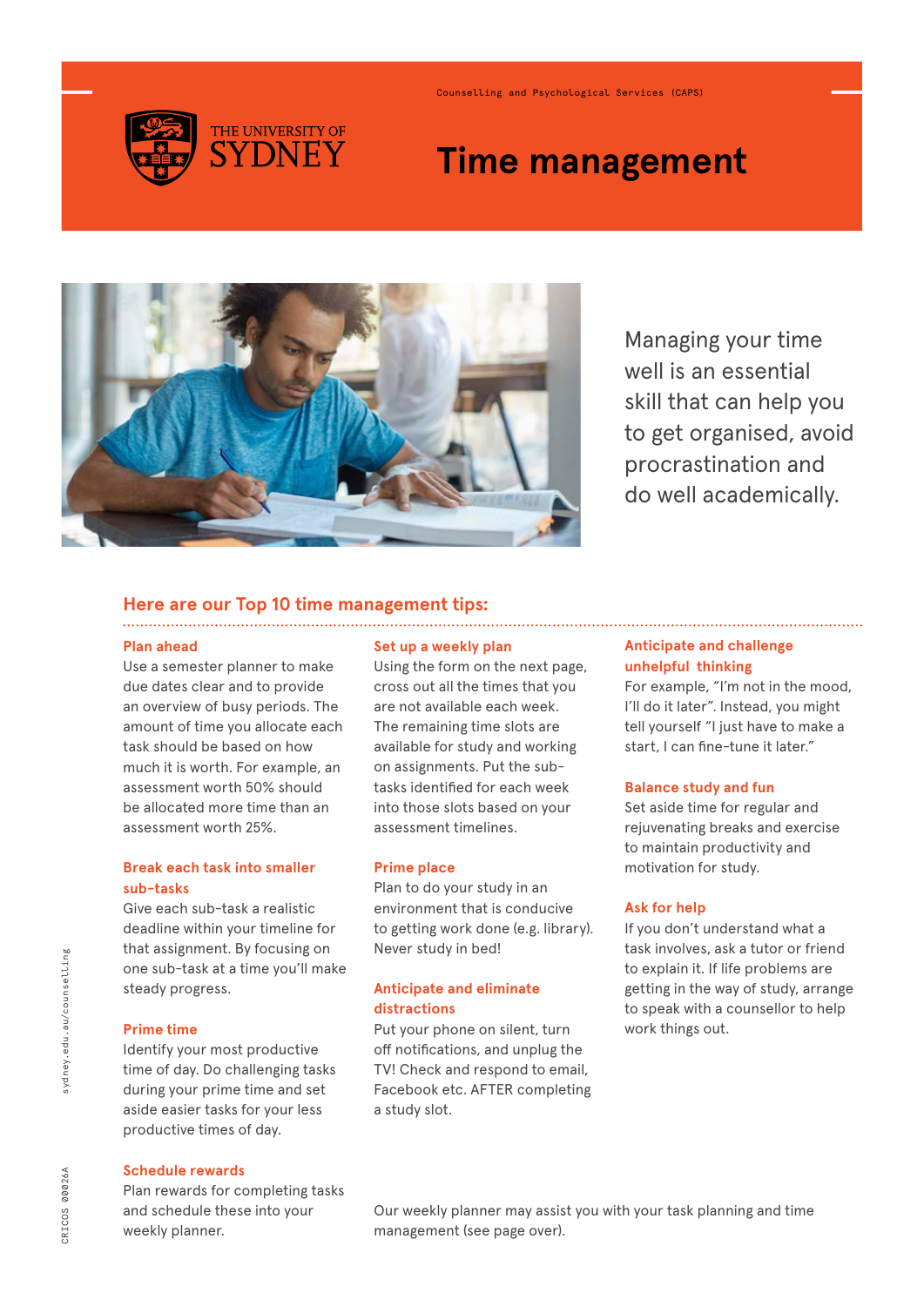Counselling and Psychological Services (CAPS)

THE UNIVERSITY OF SYDNEY

# Time management

Managing your time well is an essential skill that can help you to get organised, avoid procrastination and do well academically.

## Here are our Top 10 time management tips:

### Plan ahead

Use a semester planner to make due dates clear and to provide an overview of busy periods. The amount of time you allocate each task should be based on how much it is worth. For example, an assessment worth 50% should be allocated more time than an assessment worth 25%.

### Break each task into smaller sub-tasks

Give each sub-task a realistic deadline within your timeline for that assignment. By focusing on one sub-task at a time you'll make steady progress.

### Prime time

Identify your most productive time of day. Do challenging tasks during your prime time and set aside easier tasks for your less productive times of day.

### Schedule rewards

Plan rewards for completing tasks and schedule these into your weekly planner.

### Set up a weekly plan

Using the form on the next page, cross out all the times that you are not available each week. The remaining time slots are available for study and working on assignments. Put the sub-tasks identified for each week into those slots based on your assessment timelines.

### Prime place

Plan to do your study in an environment that is conducive to getting work done (e.g. library). Never study in bed!

### Anticipate and eliminate distractions

Put your phone on silent, turn off notifications, and unplug the TV! Check and respond to email, Facebook etc. AFTER completing a study slot.

### Anticipate and challenge unhelpful thinking

For example, "I'm not in the mood, I'll do it later". Instead, you might tell yourself "I just have to make a start, I can fine-tune it later."

### Balance study and fun

Set aside time for regular and rejuvenating breaks and exercise to maintain productivity and motivation for study.

### Ask for help

If you don't understand what a task involves, ask a tutor or friend to explain it. If life problems are getting in the way of study, arrange to speak with a counsellor to help work things out.

Our weekly planner may assist you with your task planning and time management (see page over).

sydney.edu.au/counselling

CRICOS 00026A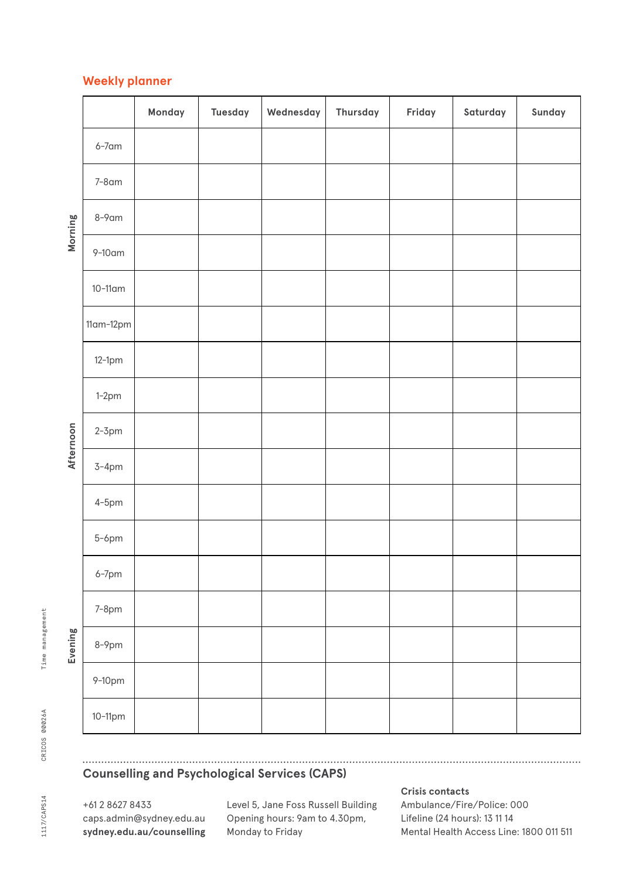## Weekly planner

| | | Monday | Tuesday | Wednesday | Thursday | Friday | Saturday | Sunday |
|---|---|---|---|---|---|---|---|---|
| Morning | 6-7am | | | | | | | |
| | 7-8am | | | | | | | |
| | 8-9am | | | | | | | |
| | 9-10am | | | | | | | |
| | 10-11am | | | | | | | |
| | 11am-12pm | | | | | | | |
| Afternoon | 12-1pm | | | | | | | |
| | 1-2pm | | | | | | | |
| | 2-3pm | | | | | | | |
| | 3-4pm | | | | | | | |
| | 4-5pm | | | | | | | |
| | 5-6pm | | | | | | | |
| Evening | 6-7pm | | | | | | | |
| | 7-8pm | | | | | | | |
| | 8-9pm | | | | | | | |
| | 9-10pm | | | | | | | |
| | 10-11pm | | | | | | | |

### Counselling and Psychological Services (CAPS)

+61 2 8627 8433
caps.admin@sydney.edu.au
**sydney.edu.au/counselling**

Level 5, Jane Foss Russell Building
Opening hours: 9am to 4.30pm, Monday to Friday

**Crisis contacts**
Ambulance/Fire/Police: 000
Lifeline (24 hours): 13 11 14
Mental Health Access Line: 1800 011 511

1117/CAPS14 CRICOS 00026A Time management